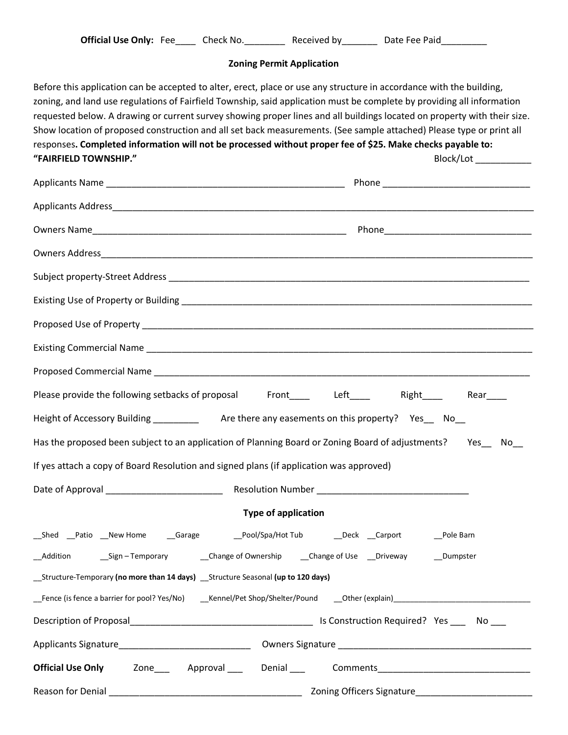**Official Use Only:** Fee____ Check No.________ Received by_______ Date Fee Paid_________

## Zoning Permit Application

Before this application can be accepted to alter, erect, place or use any structure in accordance with the building, zoning, and land use regulations of Fairfield Township, said application must be complete by providing all information requested below. A drawing or current survey showing proper lines and all buildings located on property with their size. Show location of proposed construction and all set back measurements. (See sample attached) Please type or print all responses**. Completed information will not be processed without proper fee of $25. Make checks payable to: "FAIRFIELD TOWNSHIP."** Block/Lot ___________

Applicants Name _______________________________________________ Phone ____________________________

Applicants Address________________________________________________________________________________

Owners Name__________________________________________________ Phone____________________________

Owners Address___________________________________________________________________________________

Subject property-Street Address _________________________________________________________________

Existing Use of Property or Building ______________________________________________________________

Proposed Use of Property _______________________________________________________________________

Existing Commercial Name _______________________________________________________________________

Proposed Commercial Name ______________________________________________________________________

Please provide the following setbacks of proposal Front____ Left____ Right____ Rear____

Height of Accessory Building _________ Are there any easements on this property? Yes__ No__

Has the proposed been subject to an application of Planning Board or Zoning Board of adjustments? Yes__ No__

If yes attach a copy of Board Resolution and signed plans (if application was approved)

Date of Approval _______________________ Resolution Number ______________________________

### Type of application

__Shed __Patio __New Home __Garage __Pool/Spa/Hot Tub __Deck __Carport __Pole Barn

__Addition __Sign – Temporary __Change of Ownership __Change of Use __Driveway __Dumpster

__Structure-Temporary **(no more than 14 days)** __Structure Seasonal **(up to 120 days)**

__Fence (is fence a barrier for pool? Yes/No) __Kennel/Pet Shop/Shelter/Pound __Other (explain)______________________________

Description of Proposal____________________________________ Is Construction Required? Yes ___ No ___

Applicants Signature__________________________ Owners Signature ______________________________________

**Official Use Only** Zone___ Approval ___ Denial ___ Comments______________________________

Reason for Denial ______________________________________ Zoning Officers Signature_______________________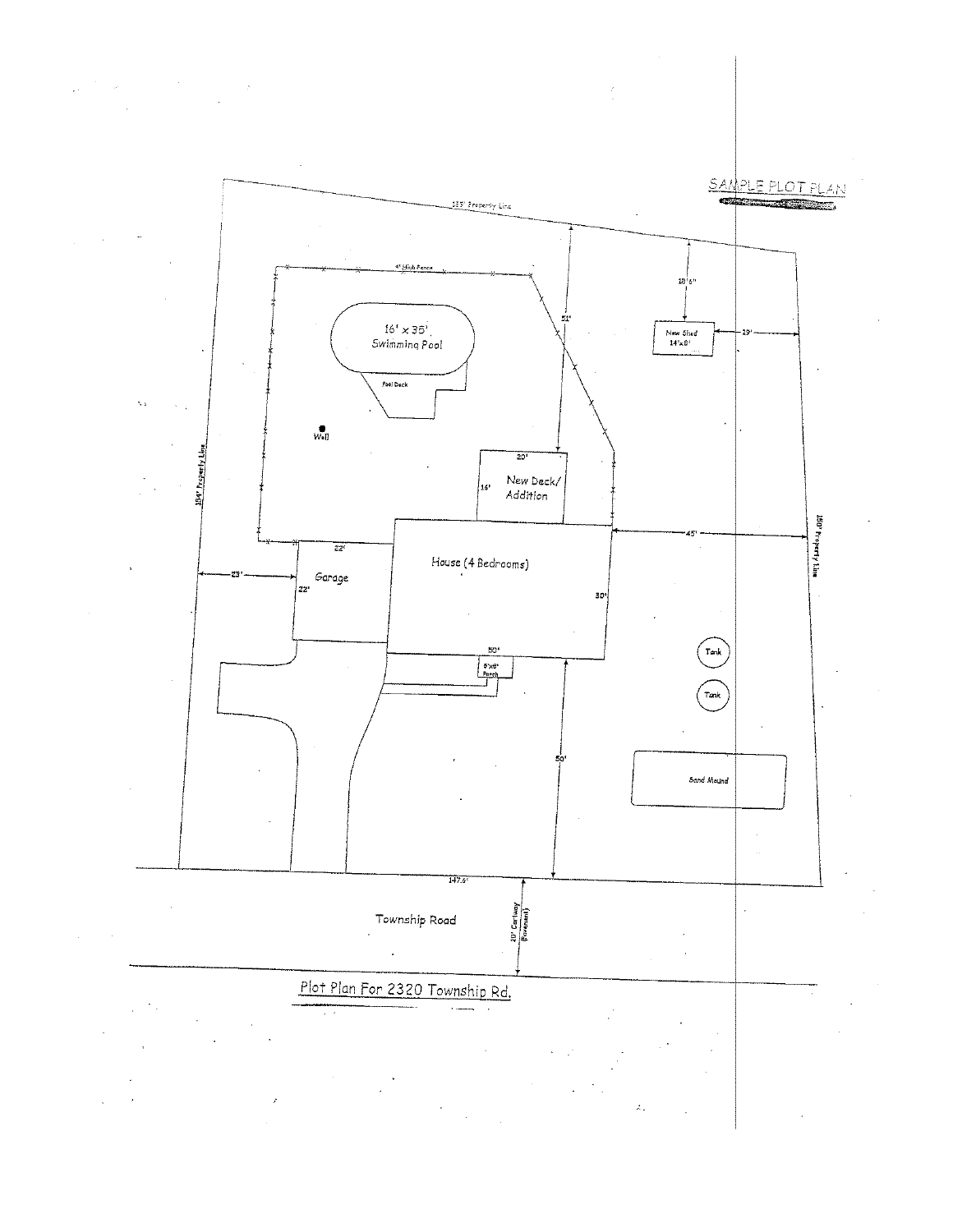SAMPLE PLOT PLAN

135' Property Line

4' High Fence

16' x 35' Swimming Pool

Pool Deck

Well

51'

18'6"

New Shed 14'x8'

29'

20'

16'

New Deck/ Addition

154' Property Line

150' Property Line

45'

22'

23'

Garage

22'

House (4 Bedrooms)

30'

50'

8'x8' Porch

Tank

Tank

50'

Sand Mound

147.5'

Township Road

20' Cartway (Easement)

Plot Plan For 2320 Township Rd.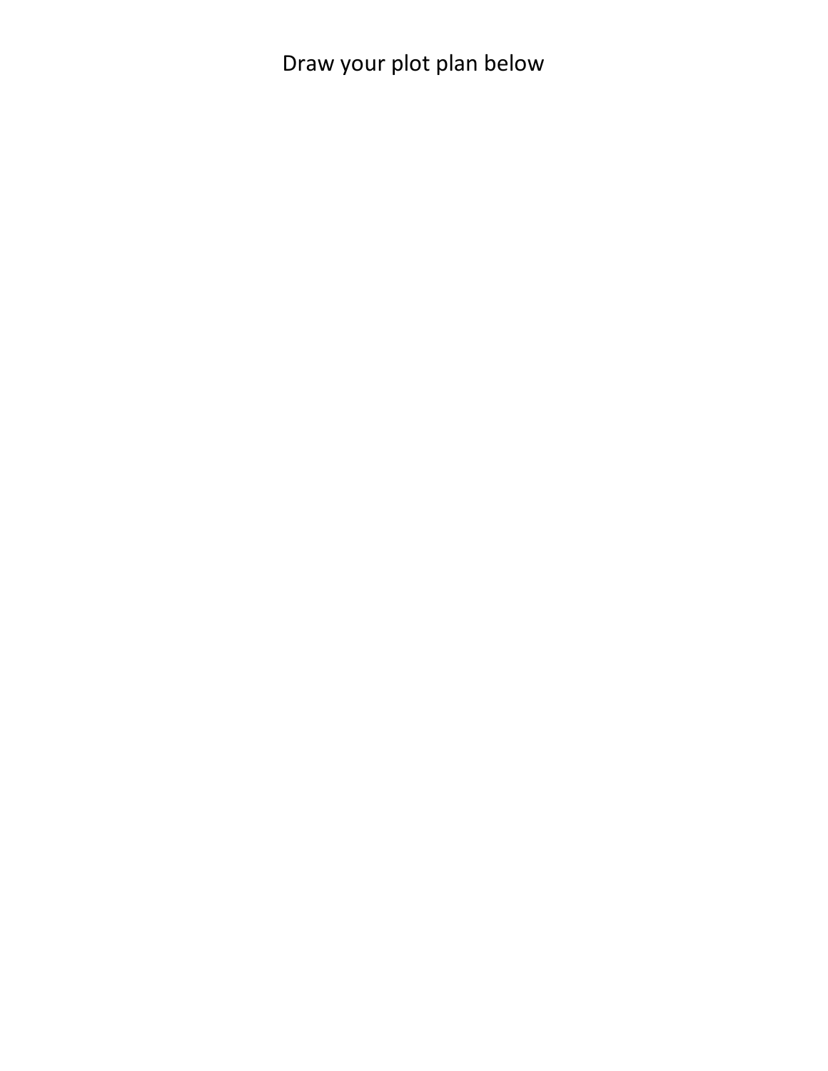Draw your plot plan below